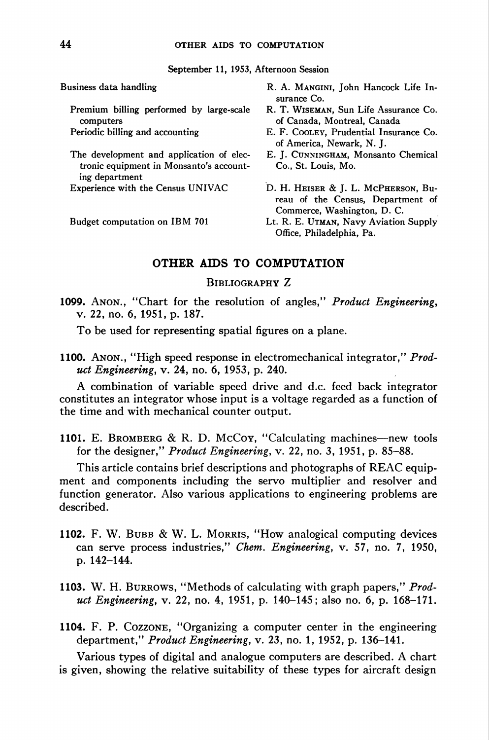September 11, 1953, Afternoon Session

| | |
|---|---|
| Business data handling | R. A. MANGINI, John Hancock Life Insurance Co. |
| Premium billing performed by large-scale computers | R. T. WISEMAN, Sun Life Assurance Co. of Canada, Montreal, Canada |
| Periodic billing and accounting | E. F. COOLEY, Prudential Insurance Co. of America, Newark, N. J. |
| The development and application of electronic equipment in Monsanto's accounting department | E. J. CUNNINGHAM, Monsanto Chemical Co., St. Louis, Mo. |
| Experience with the Census UNIVAC | D. H. HEISER & J. L. MCPHERSON, Bureau of the Census, Department of Commerce, Washington, D. C. |
| Budget computation on IBM 701 | Lt. R. E. UTMAN, Navy Aviation Supply Office, Philadelphia, Pa. |

## OTHER AIDS TO COMPUTATION

### BIBLIOGRAPHY Z

**1099.** ANON., "Chart for the resolution of angles," *Product Engineering*, v. 22, no. 6, 1951, p. 187.

To be used for representing spatial figures on a plane.

**1100.** ANON., "High speed response in electromechanical integrator," *Product Engineering*, v. 24, no. 6, 1953, p. 240.

A combination of variable speed drive and d.c. feed back integrator constitutes an integrator whose input is a voltage regarded as a function of the time and with mechanical counter output.

**1101.** E. BROMBERG & R. D. MCCOY, "Calculating machines—new tools for the designer," *Product Engineering*, v. 22, no. 3, 1951, p. 85–88.

This article contains brief descriptions and photographs of REAC equipment and components including the servo multiplier and resolver and function generator. Also various applications to engineering problems are described.

**1102.** F. W. BUBB & W. L. MORRIS, "How analogical computing devices can serve process industries," *Chem. Engineering*, v. 57, no. 7, 1950, p. 142–144.

**1103.** W. H. BURROWS, "Methods of calculating with graph papers," *Product Engineering*, v. 22, no. 4, 1951, p. 140–145; also no. 6, p. 168–171.

**1104.** F. P. COZZONE, "Organizing a computer center in the engineering department," *Product Engineering*, v. 23, no. 1, 1952, p. 136–141.

Various types of digital and analogue computers are described. A chart is given, showing the relative suitability of these types for aircraft design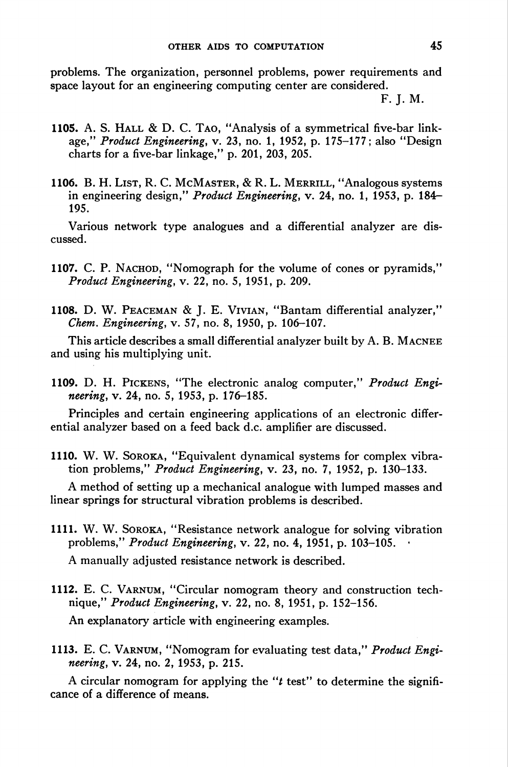problems. The organization, personnel problems, power requirements and space layout for an engineering computing center are considered.

F. J. M.

**1105.** A. S. Hall & D. C. Tao, "Analysis of a symmetrical five-bar linkage," *Product Engineering*, v. 23, no. 1, 1952, p. 175–177; also "Design charts for a five-bar linkage," p. 201, 203, 205.

**1106.** B. H. List, R. C. McMaster, & R. L. Merrill, "Analogous systems in engineering design," *Product Engineering*, v. 24, no. 1, 1953, p. 184–195.

Various network type analogues and a differential analyzer are discussed.

**1107.** C. P. Nachod, "Nomograph for the volume of cones or pyramids," *Product Engineering*, v. 22, no. 5, 1951, p. 209.

**1108.** D. W. Peaceman & J. E. Vivian, "Bantam differential analyzer," *Chem. Engineering*, v. 57, no. 8, 1950, p. 106–107.

This article describes a small differential analyzer built by A. B. Macnee and using his multiplying unit.

**1109.** D. H. Pickens, "The electronic analog computer," *Product Engineering*, v. 24, no. 5, 1953, p. 176–185.

Principles and certain engineering applications of an electronic differential analyzer based on a feed back d.c. amplifier are discussed.

**1110.** W. W. Soroka, "Equivalent dynamical systems for complex vibration problems," *Product Engineering*, v. 23, no. 7, 1952, p. 130–133.

A method of setting up a mechanical analogue with lumped masses and linear springs for structural vibration problems is described.

**1111.** W. W. Soroka, "Resistance network analogue for solving vibration problems," *Product Engineering*, v. 22, no. 4, 1951, p. 103–105.

A manually adjusted resistance network is described.

**1112.** E. C. Varnum, "Circular nomogram theory and construction technique," *Product Engineering*, v. 22, no. 8, 1951, p. 152–156.

An explanatory article with engineering examples.

**1113.** E. C. Varnum, "Nomogram for evaluating test data," *Product Engineering*, v. 24, no. 2, 1953, p. 215.

A circular nomogram for applying the "*t* test" to determine the significance of a difference of means.